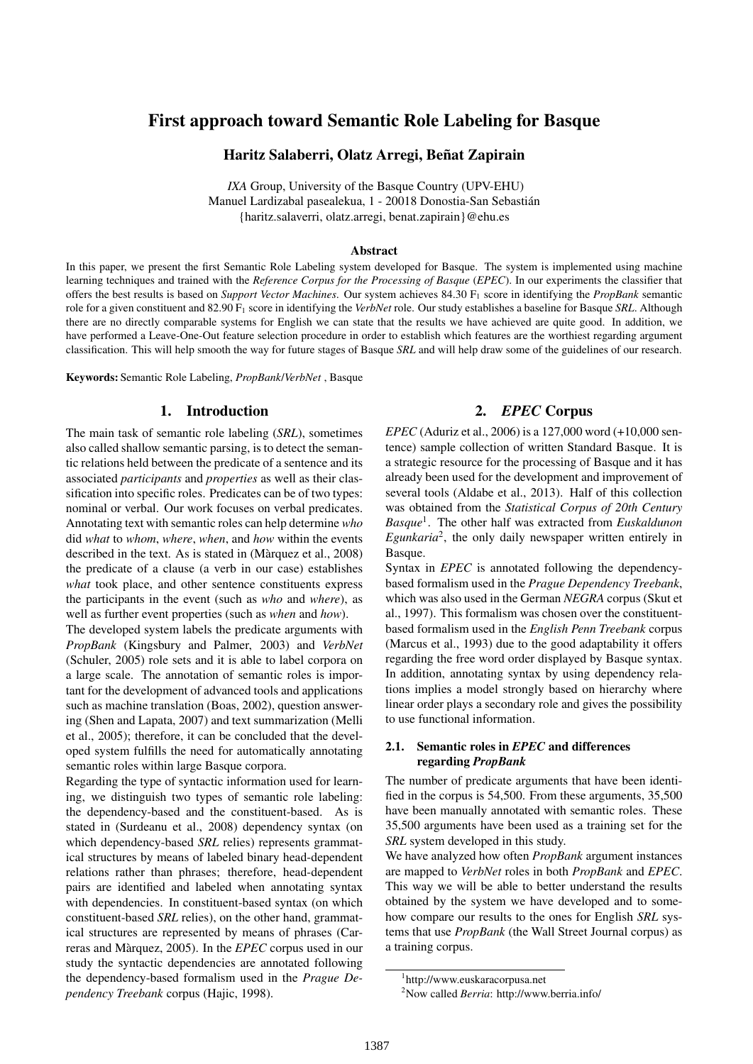# First approach toward Semantic Role Labeling for Basque

**Haritz Salaberri, Olatz Arregi, Beñat Zapirain**

*IXA* Group, University of the Basque Country (UPV-EHU)
Manuel Lardizabal pasealekua, 1 - 20018 Donostia-San Sebastián
{haritz.salaverri, olatz.arregi, benat.zapirain}@ehu.es

### Abstract

In this paper, we present the first Semantic Role Labeling system developed for Basque. The system is implemented using machine learning techniques and trained with the *Reference Corpus for the Processing of Basque* (*EPEC*). In our experiments the classifier that offers the best results is based on *Support Vector Machines*. Our system achieves 84.30 $F_1$ score in identifying the *PropBank* semantic role for a given constituent and 82.90 $F_1$ score in identifying the *VerbNet* role. Our study establishes a baseline for Basque *SRL*. Although there are no directly comparable systems for English we can state that the results we have achieved are quite good. In addition, we have performed a Leave-One-Out feature selection procedure in order to establish which features are the worthiest regarding argument classification. This will help smooth the way for future stages of Basque *SRL* and will help draw some of the guidelines of our research.

**Keywords:** Semantic Role Labeling, *PropBank*/*VerbNet* , Basque

## 1. Introduction

The main task of semantic role labeling (*SRL*), sometimes also called shallow semantic parsing, is to detect the semantic relations held between the predicate of a sentence and its associated *participants* and *properties* as well as their classification into specific roles. Predicates can be of two types: nominal or verbal. Our work focuses on verbal predicates. Annotating text with semantic roles can help determine *who* did *what* to *whom*, *where*, *when*, and *how* within the events described in the text. As is stated in (Màrquez et al., 2008) the predicate of a clause (a verb in our case) establishes *what* took place, and other sentence constituents express the participants in the event (such as *who* and *where*), as well as further event properties (such as *when* and *how*).

The developed system labels the predicate arguments with *PropBank* (Kingsbury and Palmer, 2003) and *VerbNet* (Schuler, 2005) role sets and it is able to label corpora on a large scale. The annotation of semantic roles is important for the development of advanced tools and applications such as machine translation (Boas, 2002), question answering (Shen and Lapata, 2007) and text summarization (Melli et al., 2005); therefore, it can be concluded that the developed system fulfills the need for automatically annotating semantic roles within large Basque corpora.

Regarding the type of syntactic information used for learning, we distinguish two types of semantic role labeling: the dependency-based and the constituent-based. As is stated in (Surdeanu et al., 2008) dependency syntax (on which dependency-based *SRL* relies) represents grammatical structures by means of labeled binary head-dependent relations rather than phrases; therefore, head-dependent pairs are identified and labeled when annotating syntax with dependencies. In constituent-based syntax (on which constituent-based *SRL* relies), on the other hand, grammatical structures are represented by means of phrases (Carreras and Màrquez, 2005). In the *EPEC* corpus used in our study the syntactic dependencies are annotated following the dependency-based formalism used in the *Prague Dependency Treebank* corpus (Hajic, 1998).

## 2. *EPEC* Corpus

*EPEC* (Aduriz et al., 2006) is a 127,000 word (+10,000 sentence) sample collection of written Standard Basque. It is a strategic resource for the processing of Basque and it has already been used for the development and improvement of several tools (Aldabe et al., 2013). Half of this collection was obtained from the *Statistical Corpus of 20th Century Basque*[1]. The other half was extracted from *Euskaldunon Egunkaria*[2], the only daily newspaper written entirely in Basque.

Syntax in *EPEC* is annotated following the dependency-based formalism used in the *Prague Dependency Treebank*, which was also used in the German *NEGRA* corpus (Skut et al., 1997). This formalism was chosen over the constituent-based formalism used in the *English Penn Treebank* corpus (Marcus et al., 1993) due to the good adaptability it offers regarding the free word order displayed by Basque syntax. In addition, annotating syntax by using dependency relations implies a model strongly based on hierarchy where linear order plays a secondary role and gives the possibility to use functional information.

### 2.1. Semantic roles in *EPEC* and differences regarding *PropBank*

The number of predicate arguments that have been identified in the corpus is 54,500. From these arguments, 35,500 have been manually annotated with semantic roles. These 35,500 arguments have been used as a training set for the *SRL* system developed in this study.

We have analyzed how often *PropBank* argument instances are mapped to *VerbNet* roles in both *PropBank* and *EPEC*. This way we will be able to better understand the results obtained by the system we have developed and to somehow compare our results to the ones for English *SRL* systems that use *PropBank* (the Wall Street Journal corpus) as a training corpus.

[1] http://www.euskaracorpusa.net

[2] Now called *Berria*: http://www.berria.info/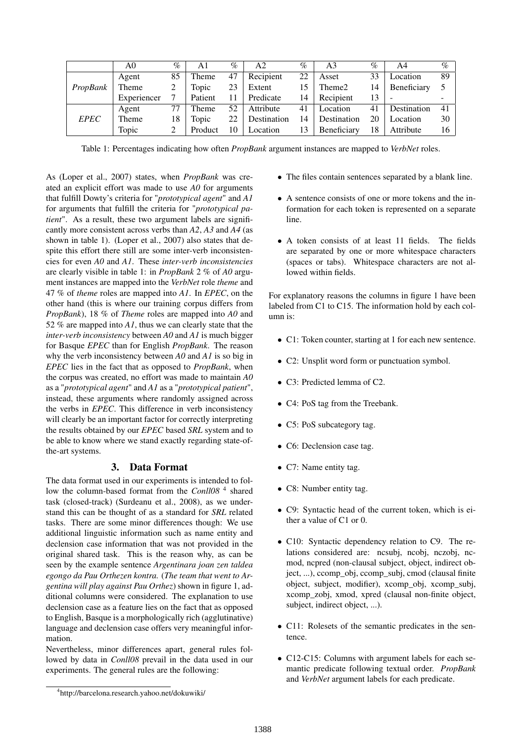|  | A0 | % | A1 | % | A2 | % | A3 | % | A4 | % |
|---|---|---|---|---|---|---|---|---|---|---|
| *PropBank* | Agent | 85 | Theme | 47 | Recipient | 22 | Asset | 33 | Location | 89 |
|  | Theme | 2 | Topic | 23 | Extent | 15 | Theme2 | 14 | Beneficiary | 5 |
|  | Experiencer | 7 | Patient | 11 | Predicate | 14 | Recipient | 13 | - | - |
| *EPEC* | Agent | 77 | Theme | 52 | Attribute | 41 | Location | 41 | Destination | 41 |
|  | Theme | 18 | Topic | 22 | Destination | 14 | Destination | 20 | Location | 30 |
|  | Topic | 2 | Product | 10 | Location | 13 | Beneficiary | 18 | Attribute | 16 |

Table 1: Percentages indicating how often *PropBank* argument instances are mapped to *VerbNet* roles.

As (Loper et al., 2007) states, when *PropBank* was created an explicit effort was made to use *A0* for arguments that fulfill Dowty's criteria for "*prototypical agent*" and *A1* for arguments that fulfill the criteria for "*prototypical patient*". As a result, these two argument labels are significantly more consistent across verbs than *A2*, *A3* and *A4* (as shown in table 1). (Loper et al., 2007) also states that despite this effort there still are some inter-verb inconsistencies for even *A0* and *A1*. These *inter-verb inconsistencies* are clearly visible in table 1: in *PropBank* 2 % of *A0* argument instances are mapped into the *VerbNet* role *theme* and 47 % of *theme* roles are mapped into *A1*. In *EPEC*, on the other hand (this is where our training corpus differs from *PropBank*), 18 % of *Theme* roles are mapped into *A0* and 52 % are mapped into *A1*, thus we can clearly state that the *inter-verb inconsistency* between *A0* and *A1* is much bigger for Basque *EPEC* than for English *PropBank*. The reason why the verb inconsistency between *A0* and *A1* is so big in *EPEC* lies in the fact that as opposed to *PropBank*, when the corpus was created, no effort was made to maintain *A0* as a "*prototypical agent*" and *A1* as a "*prototypical patient*", instead, these arguments where randomly assigned across the verbs in *EPEC*. This difference in verb inconsistency will clearly be an important factor for correctly interpreting the results obtained by our *EPEC* based *SRL* system and to be able to know where we stand exactly regarding state-of-the-art systems.

## 3. Data Format

The data format used in our experiments is intended to follow the column-based format from the *Conll08* [4] shared task (closed-track) (Surdeanu et al., 2008), as we understand this can be thought of as a standard for *SRL* related tasks. There are some minor differences though: We use additional linguistic information such as name entity and declension case information that was not provided in the original shared task. This is the reason why, as can be seen by the example sentence *Argentinara joan zen taldea egongo da Pau Orthezen kontra.* (*The team that went to Argentina will play against Pau Orthez*) shown in figure 1, additional columns were considered. The explanation to use declension case as a feature lies on the fact that as opposed to English, Basque is a morphologically rich (agglutinative) language and declension case offers very meaningful information.

Nevertheless, minor differences apart, general rules followed by data in *Conll08* prevail in the data used in our experiments. The general rules are the following:

- The files contain sentences separated by a blank line.
- A sentence consists of one or more tokens and the information for each token is represented on a separate line.
- A token consists of at least 11 fields. The fields are separated by one or more whitespace characters (spaces or tabs). Whitespace characters are not allowed within fields.

For explanatory reasons the columns in figure 1 have been labeled from C1 to C15. The information hold by each column is:

- C1: Token counter, starting at 1 for each new sentence.
- C2: Unsplit word form or punctuation symbol.
- C3: Predicted lemma of C2.
- C4: PoS tag from the Treebank.
- C5: PoS subcategory tag.
- C6: Declension case tag.
- C7: Name entity tag.
- C8: Number entity tag.
- C9: Syntactic head of the current token, which is either a value of C1 or 0.
- C10: Syntactic dependency relation to C9. The relations considered are: ncsubj, ncobj, nczobj, ncmod, ncpred (non-clausal subject, object, indirect object, ...), ccomp_obj, ccomp_subj, cmod (clausal finite object, subject, modifier), xcomp_obj, xcomp_subj, xcomp_zobj, xmod, xpred (clausal non-finite object, subject, indirect object, ...).
- C11: Rolesets of the semantic predicates in the sentence.
- C12-C15: Columns with argument labels for each semantic predicate following textual order. *PropBank* and *VerbNet* argument labels for each predicate.

[4] http://barcelona.research.yahoo.net/dokuwiki/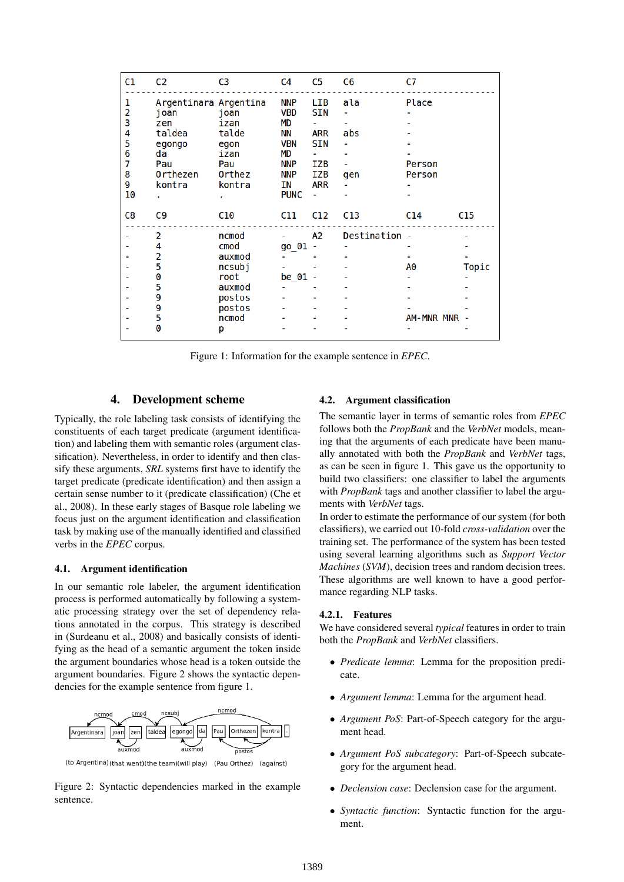| C1 | C2 | C3 | C4 | C5 | C6 | C7 |
|---|---|---|---|---|---|---|
| 1 | Argentinara | Argentina | NNP | LIB | ala | Place |
| 2 | joan | joan | VBD | SIN | - | - |
| 3 | zen | izan | MD | - | - | - |
| 4 | taldea | talde | NN | ARR | abs | - |
| 5 | egongo | egon | VBN | SIN | - | - |
| 6 | da | izan | MD | - | - | - |
| 7 | Pau | Pau | NNP | IZB | - | Person |
| 8 | Orthezen | Orthez | NNP | IZB | gen | Person |
| 9 | kontra | kontra | IN | ARR | - | - |
| 10 | . | . | PUNC | - | - | - |

| C8 | C9 | C10 | C11 | C12 | C13 | C14 | C15 |
|---|---|---|---|---|---|---|---|
| - | 2 | ncmod | - | A2 | Destination | - | - |
| - | 4 | cmod | go_01 | - | - | - | - |
| - | 2 | auxmod | - | - | - | - | - |
| - | 5 | ncsubj | - | - | - | A0 | Topic |
| - | 0 | root | be_01 | - | - | - | - |
| - | 5 | auxmod | - | - | - | - | - |
| - | 9 | postos | - | - | - | - | - |
| - | 9 | postos | - | - | - | - | - |
| - | 5 | ncmod | - | - | - | AM-MNR | MNR |
| - | 0 | p | - | - | - | - | - |

Figure 1: Information for the example sentence in *EPEC*.

## 4. Development scheme

Typically, the role labeling task consists of identifying the constituents of each target predicate (argument identification) and labeling them with semantic roles (argument classification). Nevertheless, in order to identify and then classify these arguments, *SRL* systems first have to identify the target predicate (predicate identification) and then assign a certain sense number to it (predicate classification) (Che et al., 2008). In these early stages of Basque role labeling we focus just on the argument identification and classification task by making use of the manually identified and classified verbs in the *EPEC* corpus.

### 4.1. Argument identification

In our semantic role labeler, the argument identification process is performed automatically by following a systematic processing strategy over the set of dependency relations annotated in the corpus. This strategy is described in (Surdeanu et al., 2008) and basically consists of identifying as the head of a semantic argument the token inside the argument boundaries whose head is a token outside the argument boundaries. Figure 2 shows the syntactic dependencies for the example sentence from figure 1.

Figure 2: Syntactic dependencies marked in the example sentence.

### 4.2. Argument classification

The semantic layer in terms of semantic roles from *EPEC* follows both the *PropBank* and the *VerbNet* models, meaning that the arguments of each predicate have been manually annotated with both the *PropBank* and *VerbNet* tags, as can be seen in figure 1. This gave us the opportunity to build two classifiers: one classifier to label the arguments with *PropBank* tags and another classifier to label the arguments with *VerbNet* tags.

In order to estimate the performance of our system (for both classifiers), we carried out 10-fold *cross-validation* over the training set. The performance of the system has been tested using several learning algorithms such as *Support Vector Machines* (*SVM*), decision trees and random decision trees. These algorithms are well known to have a good performance regarding NLP tasks.

#### 4.2.1. Features

We have considered several *typical* features in order to train both the *PropBank* and *VerbNet* classifiers.

- *Predicate lemma*: Lemma for the proposition predicate.
- *Argument lemma*: Lemma for the argument head.
- *Argument PoS*: Part-of-Speech category for the argument head.
- *Argument PoS subcategory*: Part-of-Speech subcategory for the argument head.
- *Declension case*: Declension case for the argument.
- *Syntactic function*: Syntactic function for the argument.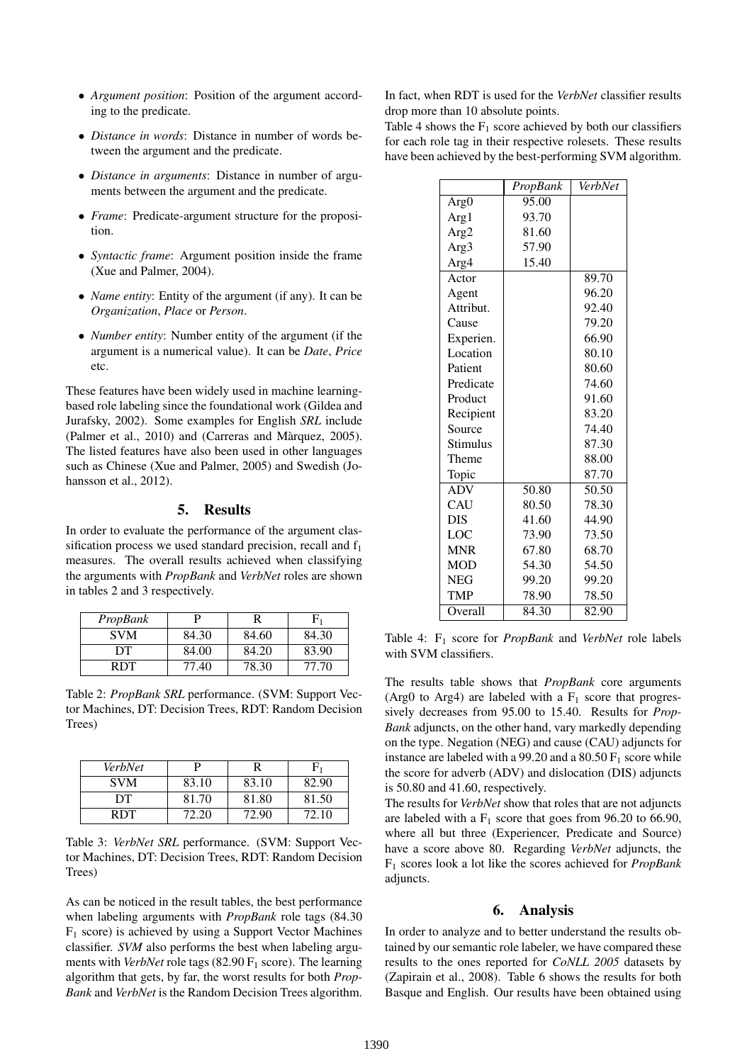- *Argument position*: Position of the argument according to the predicate.
- *Distance in words*: Distance in number of words between the argument and the predicate.
- *Distance in arguments*: Distance in number of arguments between the argument and the predicate.
- *Frame*: Predicate-argument structure for the proposition.
- *Syntactic frame*: Argument position inside the frame (Xue and Palmer, 2004).
- *Name entity*: Entity of the argument (if any). It can be *Organization*, *Place* or *Person*.
- *Number entity*: Number entity of the argument (if the argument is a numerical value). It can be *Date*, *Price* etc.

These features have been widely used in machine learning-based role labeling since the foundational work (Gildea and Jurafsky, 2002). Some examples for English *SRL* include (Palmer et al., 2010) and (Carreras and Màrquez, 2005). The listed features have also been used in other languages such as Chinese (Xue and Palmer, 2005) and Swedish (Johansson et al., 2012).

## 5. Results

In order to evaluate the performance of the argument classification process we used standard precision, recall and $f_1$ measures. The overall results achieved when classifying the arguments with *PropBank* and *VerbNet* roles are shown in tables 2 and 3 respectively.

| *PropBank* | P | R | $F_1$ |
|---|---|---|---|
| SVM | 84.30 | 84.60 | 84.30 |
| DT | 84.00 | 84.20 | 83.90 |
| RDT | 77.40 | 78.30 | 77.70 |

Table 2: *PropBank SRL* performance. (SVM: Support Vector Machines, DT: Decision Trees, RDT: Random Decision Trees)

| *VerbNet* | P | R | $F_1$ |
|---|---|---|---|
| SVM | 83.10 | 83.10 | 82.90 |
| DT | 81.70 | 81.80 | 81.50 |
| RDT | 72.20 | 72.90 | 72.10 |

Table 3: *VerbNet SRL* performance. (SVM: Support Vector Machines, DT: Decision Trees, RDT: Random Decision Trees)

As can be noticed in the result tables, the best performance when labeling arguments with *PropBank* role tags (84.30 $F_1$ score) is achieved by using a Support Vector Machines classifier. *SVM* also performs the best when labeling arguments with *VerbNet* role tags (82.90 $F_1$ score). The learning algorithm that gets, by far, the worst results for both *PropBank* and *VerbNet* is the Random Decision Trees algorithm. In fact, when RDT is used for the *VerbNet* classifier results drop more than 10 absolute points.

Table 4 shows the $F_1$ score achieved by both our classifiers for each role tag in their respective rolesets. These results have been achieved by the best-performing SVM algorithm.

| | *PropBank* | *VerbNet* |
|---|---|---|
| Arg0 | 95.00 | |
| Arg1 | 93.70 | |
| Arg2 | 81.60 | |
| Arg3 | 57.90 | |
| Arg4 | 15.40 | |
| Actor | | 89.70 |
| Agent | | 96.20 |
| Attribut. | | 92.40 |
| Cause | | 79.20 |
| Experien. | | 66.90 |
| Location | | 80.10 |
| Patient | | 80.60 |
| Predicate | | 74.60 |
| Product | | 91.60 |
| Recipient | | 83.20 |
| Source | | 74.40 |
| Stimulus | | 87.30 |
| Theme | | 88.00 |
| Topic | | 87.70 |
| ADV | 50.80 | 50.50 |
| CAU | 80.50 | 78.30 |
| DIS | 41.60 | 44.90 |
| LOC | 73.90 | 73.50 |
| MNR | 67.80 | 68.70 |
| MOD | 54.30 | 54.50 |
| NEG | 99.20 | 99.20 |
| TMP | 78.90 | 78.50 |
| Overall | 84.30 | 82.90 |

Table 4: $F_1$ score for *PropBank* and *VerbNet* role labels with SVM classifiers.

The results table shows that *PropBank* core arguments (Arg0 to Arg4) are labeled with a $F_1$ score that progressively decreases from 95.00 to 15.40. Results for *PropBank* adjuncts, on the other hand, vary markedly depending on the type. Negation (NEG) and cause (CAU) adjuncts for instance are labeled with a 99.20 and a 80.50 $F_1$ score while the score for adverb (ADV) and dislocation (DIS) adjuncts is 50.80 and 41.60, respectively.

The results for *VerbNet* show that roles that are not adjuncts are labeled with a $F_1$ score that goes from 96.20 to 66.90, where all but three (Experiencer, Predicate and Source) have a score above 80. Regarding *VerbNet* adjuncts, the $F_1$ scores look a lot like the scores achieved for *PropBank* adjuncts.

## 6. Analysis

In order to analyze and to better understand the results obtained by our semantic role labeler, we have compared these results to the ones reported for *CoNLL 2005* datasets by (Zapirain et al., 2008). Table 6 shows the results for both Basque and English. Our results have been obtained using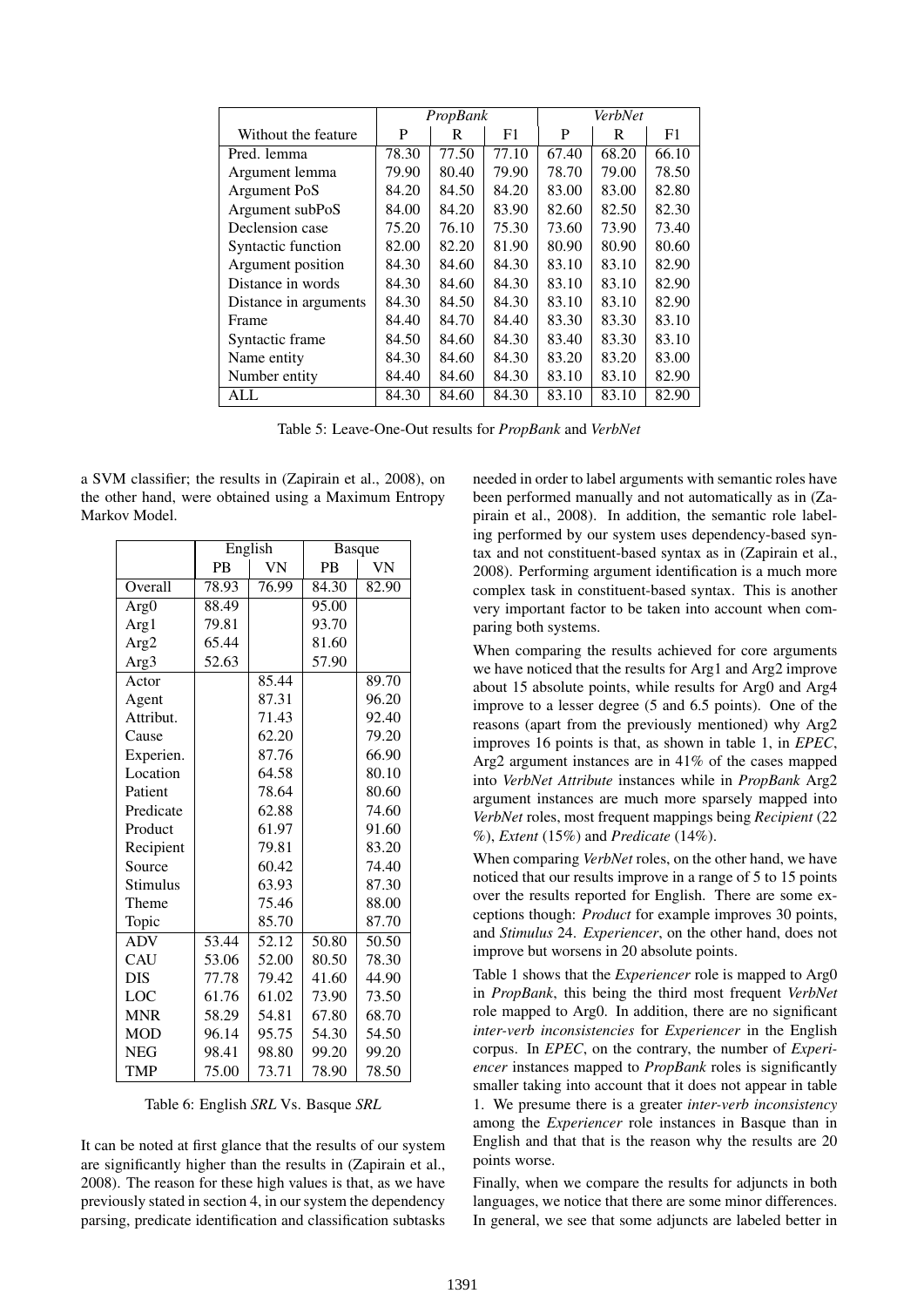| Without the feature | *PropBank* | | | *VerbNet* | | |
|---|---|---|---|---|---|---|
| | P | R | F1 | P | R | F1 |
| Pred. lemma | 78.30 | 77.50 | 77.10 | 67.40 | 68.20 | 66.10 |
| Argument lemma | 79.90 | 80.40 | 79.90 | 78.70 | 79.00 | 78.50 |
| Argument PoS | 84.20 | 84.50 | 84.20 | 83.00 | 83.00 | 82.80 |
| Argument subPoS | 84.00 | 84.20 | 83.90 | 82.60 | 82.50 | 82.30 |
| Declension case | 75.20 | 76.10 | 75.30 | 73.60 | 73.90 | 73.40 |
| Syntactic function | 82.00 | 82.20 | 81.90 | 80.90 | 80.90 | 80.60 |
| Argument position | 84.30 | 84.60 | 84.30 | 83.10 | 83.10 | 82.90 |
| Distance in words | 84.30 | 84.60 | 84.30 | 83.10 | 83.10 | 82.90 |
| Distance in arguments | 84.30 | 84.50 | 84.30 | 83.10 | 83.10 | 82.90 |
| Frame | 84.40 | 84.70 | 84.40 | 83.30 | 83.30 | 83.10 |
| Syntactic frame | 84.50 | 84.60 | 84.30 | 83.40 | 83.30 | 83.10 |
| Name entity | 84.30 | 84.60 | 84.30 | 83.20 | 83.20 | 83.00 |
| Number entity | 84.40 | 84.60 | 84.30 | 83.10 | 83.10 | 82.90 |
| ALL | 84.30 | 84.60 | 84.30 | 83.10 | 83.10 | 82.90 |

Table 5: Leave-One-Out results for *PropBank* and *VerbNet*

a SVM classifier; the results in (Zapirain et al., 2008), on the other hand, were obtained using a Maximum Entropy Markov Model.

| | English | | Basque | |
|---|---|---|---|---|
| | PB | VN | PB | VN |
| Overall | 78.93 | 76.99 | 84.30 | 82.90 |
| Arg0 | 88.49 | | 95.00 | |
| Arg1 | 79.81 | | 93.70 | |
| Arg2 | 65.44 | | 81.60 | |
| Arg3 | 52.63 | | 57.90 | |
| Actor | | 85.44 | | 89.70 |
| Agent | | 87.31 | | 96.20 |
| Attribut. | | 71.43 | | 92.40 |
| Cause | | 62.20 | | 79.20 |
| Experien. | | 87.76 | | 66.90 |
| Location | | 64.58 | | 80.10 |
| Patient | | 78.64 | | 80.60 |
| Predicate | | 62.88 | | 74.60 |
| Product | | 61.97 | | 91.60 |
| Recipient | | 79.81 | | 83.20 |
| Source | | 60.42 | | 74.40 |
| Stimulus | | 63.93 | | 87.30 |
| Theme | | 75.46 | | 88.00 |
| Topic | | 85.70 | | 87.70 |
| ADV | 53.44 | 52.12 | 50.80 | 50.50 |
| CAU | 53.06 | 52.00 | 80.50 | 78.30 |
| DIS | 77.78 | 79.42 | 41.60 | 44.90 |
| LOC | 61.76 | 61.02 | 73.90 | 73.50 |
| MNR | 58.29 | 54.81 | 67.80 | 68.70 |
| MOD | 96.14 | 95.75 | 54.30 | 54.50 |
| NEG | 98.41 | 98.80 | 99.20 | 99.20 |
| TMP | 75.00 | 73.71 | 78.90 | 78.50 |

Table 6: English *SRL* Vs. Basque *SRL*

It can be noted at first glance that the results of our system are significantly higher than the results in (Zapirain et al., 2008). The reason for these high values is that, as we have previously stated in section 4, in our system the dependency parsing, predicate identification and classification subtasks needed in order to label arguments with semantic roles have been performed manually and not automatically as in (Zapirain et al., 2008). In addition, the semantic role labeling performed by our system uses dependency-based syntax and not constituent-based syntax as in (Zapirain et al., 2008). Performing argument identification is a much more complex task in constituent-based syntax. This is another very important factor to be taken into account when comparing both systems.

When comparing the results achieved for core arguments we have noticed that the results for Arg1 and Arg2 improve about 15 absolute points, while results for Arg0 and Arg4 improve to a lesser degree (5 and 6.5 points). One of the reasons (apart from the previously mentioned) why Arg2 improves 16 points is that, as shown in table 1, in *EPEC*, Arg2 argument instances are in 41% of the cases mapped into *VerbNet Attribute* instances while in *PropBank* Arg2 argument instances are much more sparsely mapped into *VerbNet* roles, most frequent mappings being *Recipient* (22 %), *Extent* (15%) and *Predicate* (14%).

When comparing *VerbNet* roles, on the other hand, we have noticed that our results improve in a range of 5 to 15 points over the results reported for English. There are some exceptions though: *Product* for example improves 30 points, and *Stimulus* 24. *Experiencer*, on the other hand, does not improve but worsens in 20 absolute points.

Table 1 shows that the *Experiencer* role is mapped to Arg0 in *PropBank*, this being the third most frequent *VerbNet* role mapped to Arg0. In addition, there are no significant *inter-verb inconsistencies* for *Experiencer* in the English corpus. In *EPEC*, on the contrary, the number of *Experiencer* instances mapped to *PropBank* roles is significantly smaller taking into account that it does not appear in table 1. We presume there is a greater *inter-verb inconsistency* among the *Experiencer* role instances in Basque than in English and that that is the reason why the results are 20 points worse.

Finally, when we compare the results for adjuncts in both languages, we notice that there are some minor differences. In general, we see that some adjuncts are labeled better in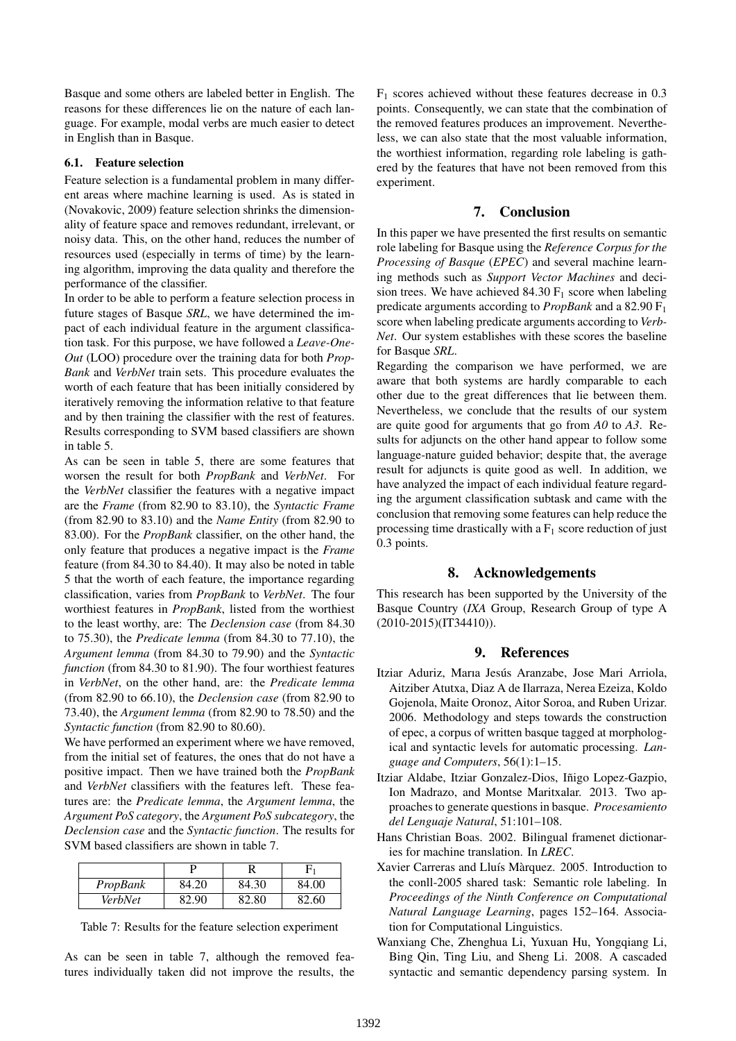Basque and some others are labeled better in English. The reasons for these differences lie on the nature of each language. For example, modal verbs are much easier to detect in English than in Basque.

### 6.1. Feature selection

Feature selection is a fundamental problem in many different areas where machine learning is used. As is stated in (Novakovic, 2009) feature selection shrinks the dimensionality of feature space and removes redundant, irrelevant, or noisy data. This, on the other hand, reduces the number of resources used (especially in terms of time) by the learning algorithm, improving the data quality and therefore the performance of the classifier.

In order to be able to perform a feature selection process in future stages of Basque *SRL*, we have determined the impact of each individual feature in the argument classification task. For this purpose, we have followed a *Leave-One-Out* (LOO) procedure over the training data for both *PropBank* and *VerbNet* train sets. This procedure evaluates the worth of each feature that has been initially considered by iteratively removing the information relative to that feature and by then training the classifier with the rest of features. Results corresponding to SVM based classifiers are shown in table 5.

As can be seen in table 5, there are some features that worsen the result for both *PropBank* and *VerbNet*. For the *VerbNet* classifier the features with a negative impact are the *Frame* (from 82.90 to 83.10), the *Syntactic Frame* (from 82.90 to 83.10) and the *Name Entity* (from 82.90 to 83.00). For the *PropBank* classifier, on the other hand, the only feature that produces a negative impact is the *Frame* feature (from 84.30 to 84.40). It may also be noted in table 5 that the worth of each feature, the importance regarding classification, varies from *PropBank* to *VerbNet*. The four worthiest features in *PropBank*, listed from the worthiest to the least worthy, are: The *Declension case* (from 84.30 to 75.30), the *Predicate lemma* (from 84.30 to 77.10), the *Argument lemma* (from 84.30 to 79.90) and the *Syntactic function* (from 84.30 to 81.90). The four worthiest features in *VerbNet*, on the other hand, are: the *Predicate lemma* (from 82.90 to 66.10), the *Declension case* (from 82.90 to 73.40), the *Argument lemma* (from 82.90 to 78.50) and the *Syntactic function* (from 82.90 to 80.60).

We have performed an experiment where we have removed, from the initial set of features, the ones that do not have a positive impact. Then we have trained both the *PropBank* and *VerbNet* classifiers with the features left. These features are: the *Predicate lemma*, the *Argument lemma*, the *Argument PoS category*, the *Argument PoS subcategory*, the *Declension case* and the *Syntactic function*. The results for SVM based classifiers are shown in table 7.

| | P | R | $F_1$ |
|---|---|---|---|
| *PropBank* | 84.20 | 84.30 | 84.00 |
| *VerbNet* | 82.90 | 82.80 | 82.60 |

Table 7: Results for the feature selection experiment

As can be seen in table 7, although the removed features individually taken did not improve the results, the $F_1$ scores achieved without these features decrease in 0.3 points. Consequently, we can state that the combination of the removed features produces an improvement. Nevertheless, we can also state that the most valuable information, the worthiest information, regarding role labeling is gathered by the features that have not been removed from this experiment.

## 7. Conclusion

In this paper we have presented the first results on semantic role labeling for Basque using the *Reference Corpus for the Processing of Basque* (*EPEC*) and several machine learning methods such as *Support Vector Machines* and decision trees. We have achieved 84.30 $F_1$ score when labeling predicate arguments according to *PropBank* and a 82.90 $F_1$ score when labeling predicate arguments according to *VerbNet*. Our system establishes with these scores the baseline for Basque *SRL*.

Regarding the comparison we have performed, we are aware that both systems are hardly comparable to each other due to the great differences that lie between them. Nevertheless, we conclude that the results of our system are quite good for arguments that go from *A0* to *A3*. Results for adjuncts on the other hand appear to follow some language-nature guided behavior; despite that, the average result for adjuncts is quite good as well. In addition, we have analyzed the impact of each individual feature regarding the argument classification subtask and came with the conclusion that removing some features can help reduce the processing time drastically with a $F_1$ score reduction of just 0.3 points.

## 8. Acknowledgements

This research has been supported by the University of the Basque Country (*IXA* Group, Research Group of type A (2010-2015)(IT34410)).

## 9. References

Itziar Aduriz, Marıa Jesús Aranzabe, Jose Mari Arriola, Aitziber Atutxa, Diaz A de Ilarraza, Nerea Ezeiza, Koldo Gojenola, Maite Oronoz, Aitor Soroa, and Ruben Urizar. 2006. Methodology and steps towards the construction of epec, a corpus of written basque tagged at morphological and syntactic levels for automatic processing. *Language and Computers*, 56(1):1–15.

Itziar Aldabe, Itziar Gonzalez-Dios, Iñigo Lopez-Gazpio, Ion Madrazo, and Montse Maritxalar. 2013. Two approaches to generate questions in basque. *Procesamiento del Lenguaje Natural*, 51:101–108.

Hans Christian Boas. 2002. Bilingual framenet dictionaries for machine translation. In *LREC*.

Xavier Carreras and Lluís Màrquez. 2005. Introduction to the conll-2005 shared task: Semantic role labeling. In *Proceedings of the Ninth Conference on Computational Natural Language Learning*, pages 152–164. Association for Computational Linguistics.

Wanxiang Che, Zhenghua Li, Yuxuan Hu, Yongqiang Li, Bing Qin, Ting Liu, and Sheng Li. 2008. A cascaded syntactic and semantic dependency parsing system. In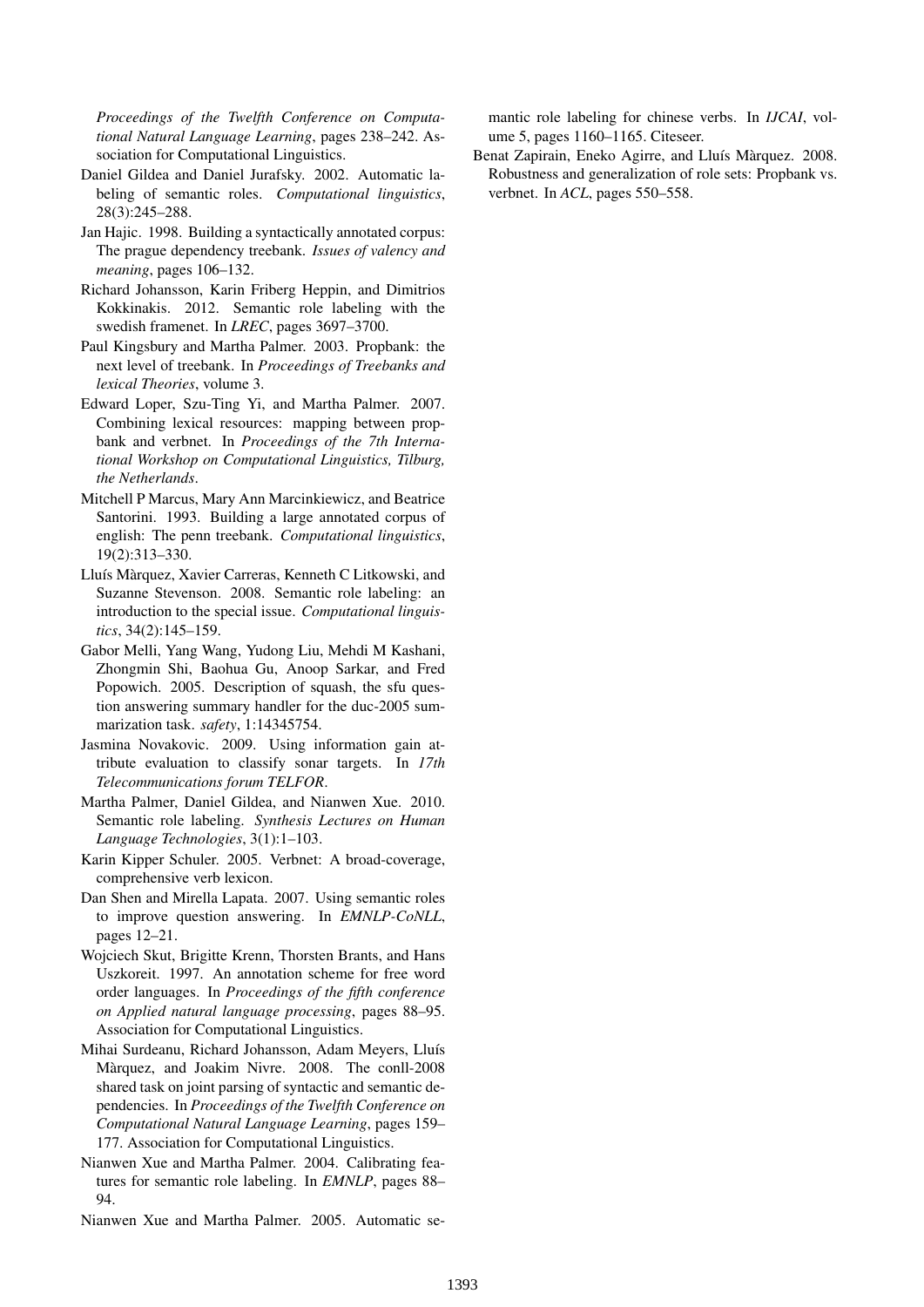*Proceedings of the Twelfth Conference on Computational Natural Language Learning*, pages 238–242. Association for Computational Linguistics.

Daniel Gildea and Daniel Jurafsky. 2002. Automatic labeling of semantic roles. *Computational linguistics*, 28(3):245–288.

Jan Hajic. 1998. Building a syntactically annotated corpus: The prague dependency treebank. *Issues of valency and meaning*, pages 106–132.

Richard Johansson, Karin Friberg Heppin, and Dimitrios Kokkinakis. 2012. Semantic role labeling with the swedish framenet. In *LREC*, pages 3697–3700.

Paul Kingsbury and Martha Palmer. 2003. Propbank: the next level of treebank. In *Proceedings of Treebanks and lexical Theories*, volume 3.

Edward Loper, Szu-Ting Yi, and Martha Palmer. 2007. Combining lexical resources: mapping between propbank and verbnet. In *Proceedings of the 7th International Workshop on Computational Linguistics, Tilburg, the Netherlands*.

Mitchell P Marcus, Mary Ann Marcinkiewicz, and Beatrice Santorini. 1993. Building a large annotated corpus of english: The penn treebank. *Computational linguistics*, 19(2):313–330.

Lluís Màrquez, Xavier Carreras, Kenneth C Litkowski, and Suzanne Stevenson. 2008. Semantic role labeling: an introduction to the special issue. *Computational linguistics*, 34(2):145–159.

Gabor Melli, Yang Wang, Yudong Liu, Mehdi M Kashani, Zhongmin Shi, Baohua Gu, Anoop Sarkar, and Fred Popowich. 2005. Description of squash, the sfu question answering summary handler for the duc-2005 summarization task. *safety*, 1:14345754.

Jasmina Novakovic. 2009. Using information gain attribute evaluation to classify sonar targets. In *17th Telecommunications forum TELFOR*.

Martha Palmer, Daniel Gildea, and Nianwen Xue. 2010. Semantic role labeling. *Synthesis Lectures on Human Language Technologies*, 3(1):1–103.

Karin Kipper Schuler. 2005. Verbnet: A broad-coverage, comprehensive verb lexicon.

Dan Shen and Mirella Lapata. 2007. Using semantic roles to improve question answering. In *EMNLP-CoNLL*, pages 12–21.

Wojciech Skut, Brigitte Krenn, Thorsten Brants, and Hans Uszkoreit. 1997. An annotation scheme for free word order languages. In *Proceedings of the fifth conference on Applied natural language processing*, pages 88–95. Association for Computational Linguistics.

Mihai Surdeanu, Richard Johansson, Adam Meyers, Lluís Màrquez, and Joakim Nivre. 2008. The conll-2008 shared task on joint parsing of syntactic and semantic dependencies. In *Proceedings of the Twelfth Conference on Computational Natural Language Learning*, pages 159–177. Association for Computational Linguistics.

Nianwen Xue and Martha Palmer. 2004. Calibrating features for semantic role labeling. In *EMNLP*, pages 88–94.

Nianwen Xue and Martha Palmer. 2005. Automatic semantic role labeling for chinese verbs. In *IJCAI*, volume 5, pages 1160–1165. Citeseer.

Benat Zapirain, Eneko Agirre, and Lluís Màrquez. 2008. Robustness and generalization of role sets: Propbank vs. verbnet. In *ACL*, pages 550–558.